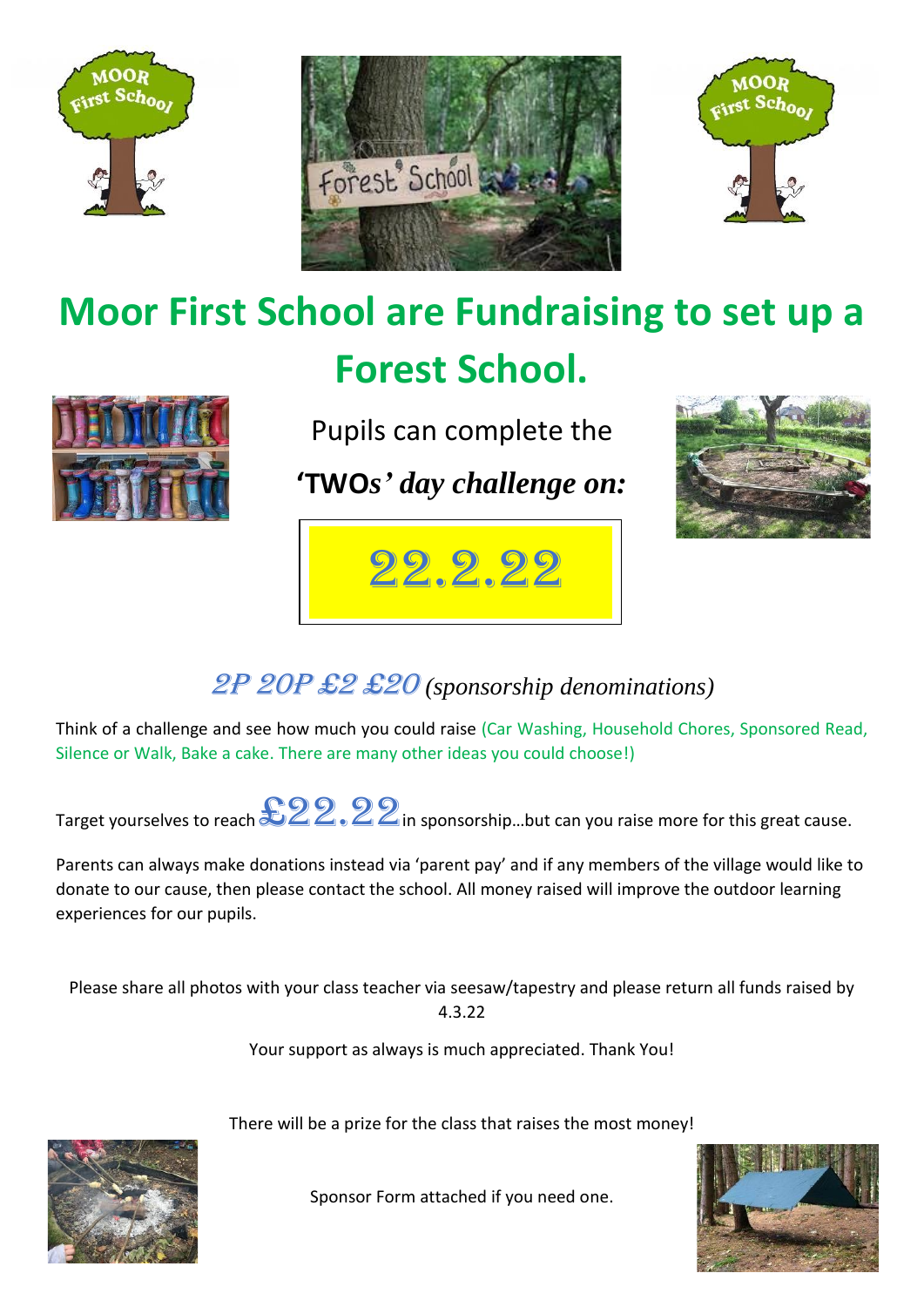# Moor First School are Fundraising to set up a Forest School.

Pupils can complete the

**'TWO*s' day challenge on:***

**22.2.22**

*2P 20P £2 £20 (sponsorship denominations)*

Think of a challenge and see how much you could raise (Car Washing, Household Chores, Sponsored Read, Silence or Walk, Bake a cake. There are many other ideas you could choose!)

Target yourselves to reach **£22.22** in sponsorship…but can you raise more for this great cause.

Parents can always make donations instead via 'parent pay' and if any members of the village would like to donate to our cause, then please contact the school. All money raised will improve the outdoor learning experiences for our pupils.

Please share all photos with your class teacher via seesaw/tapestry and please return all funds raised by 4.3.22

Your support as always is much appreciated. Thank You!

There will be a prize for the class that raises the most money!

Sponsor Form attached if you need one.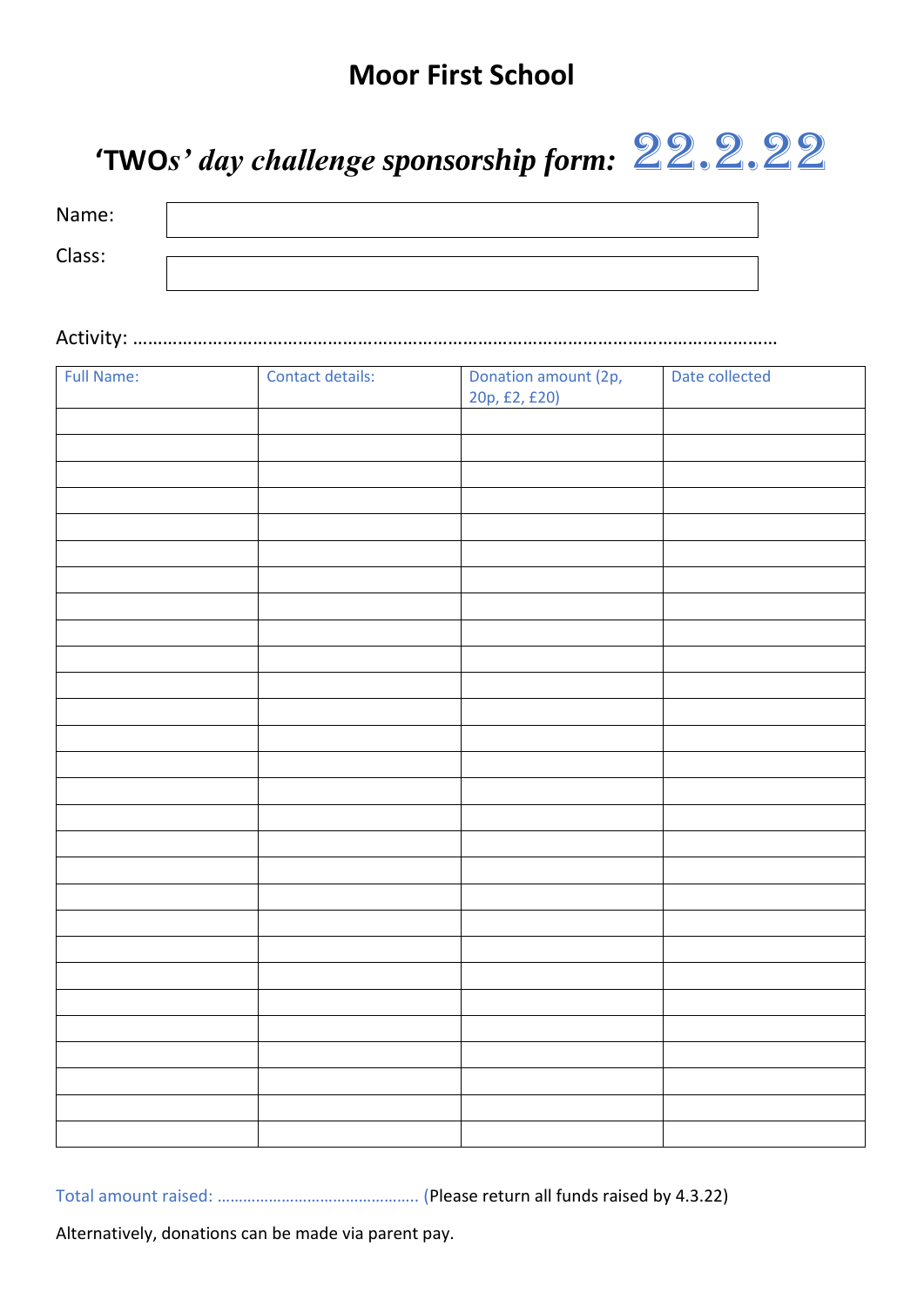# Moor First School

## ‘TWOs’ *day challenge sponsorship form:* 22.2.22

Name:

Class:

Activity: ……………………………………………………………………………………………………………………

| Full Name: | Contact details: | Donation amount (2p, 20p, £2, £20) | Date collected |
|---|---|---|---|
| | | | |
| | | | |
| | | | |
| | | | |
| | | | |
| | | | |
| | | | |
| | | | |
| | | | |
| | | | |
| | | | |
| | | | |
| | | | |
| | | | |
| | | | |
| | | | |
| | | | |
| | | | |
| | | | |
| | | | |
| | | | |
| | | | |
| | | | |
| | | | |
| | | | |
| | | | |
| | | | |
| | | | |
| | | | |
| | | | |

Total amount raised: ………………………………………. (Please return all funds raised by 4.3.22)

Alternatively, donations can be made via parent pay.